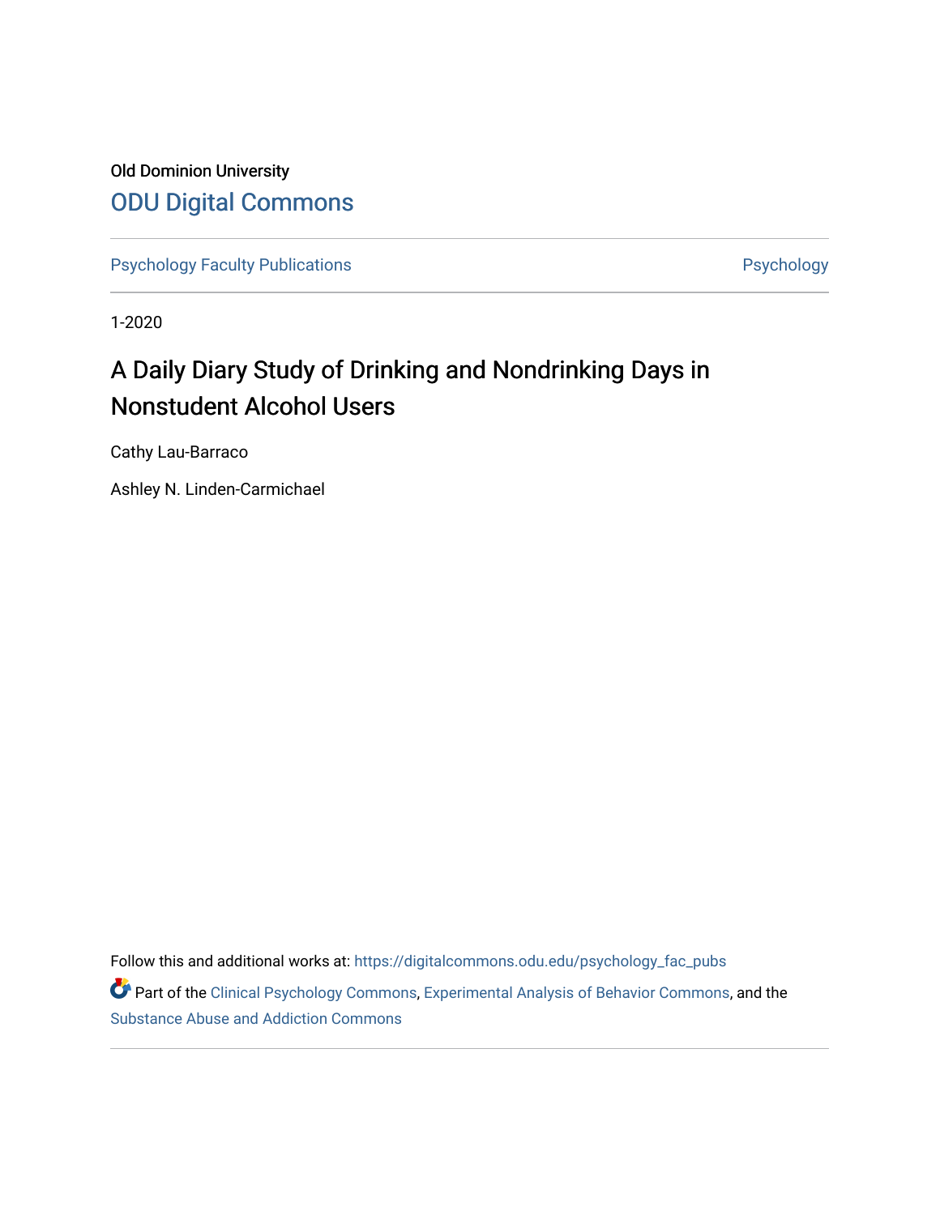Old Dominion University

ODU Digital Commons

Psychology Faculty Publications

Psychology

1-2020

# A Daily Diary Study of Drinking and Nondrinking Days in Nonstudent Alcohol Users

Cathy Lau-Barraco

Ashley N. Linden-Carmichael

Follow this and additional works at: https://digitalcommons.odu.edu/psychology_fac_pubs

Part of the Clinical Psychology Commons, Experimental Analysis of Behavior Commons, and the Substance Abuse and Addiction Commons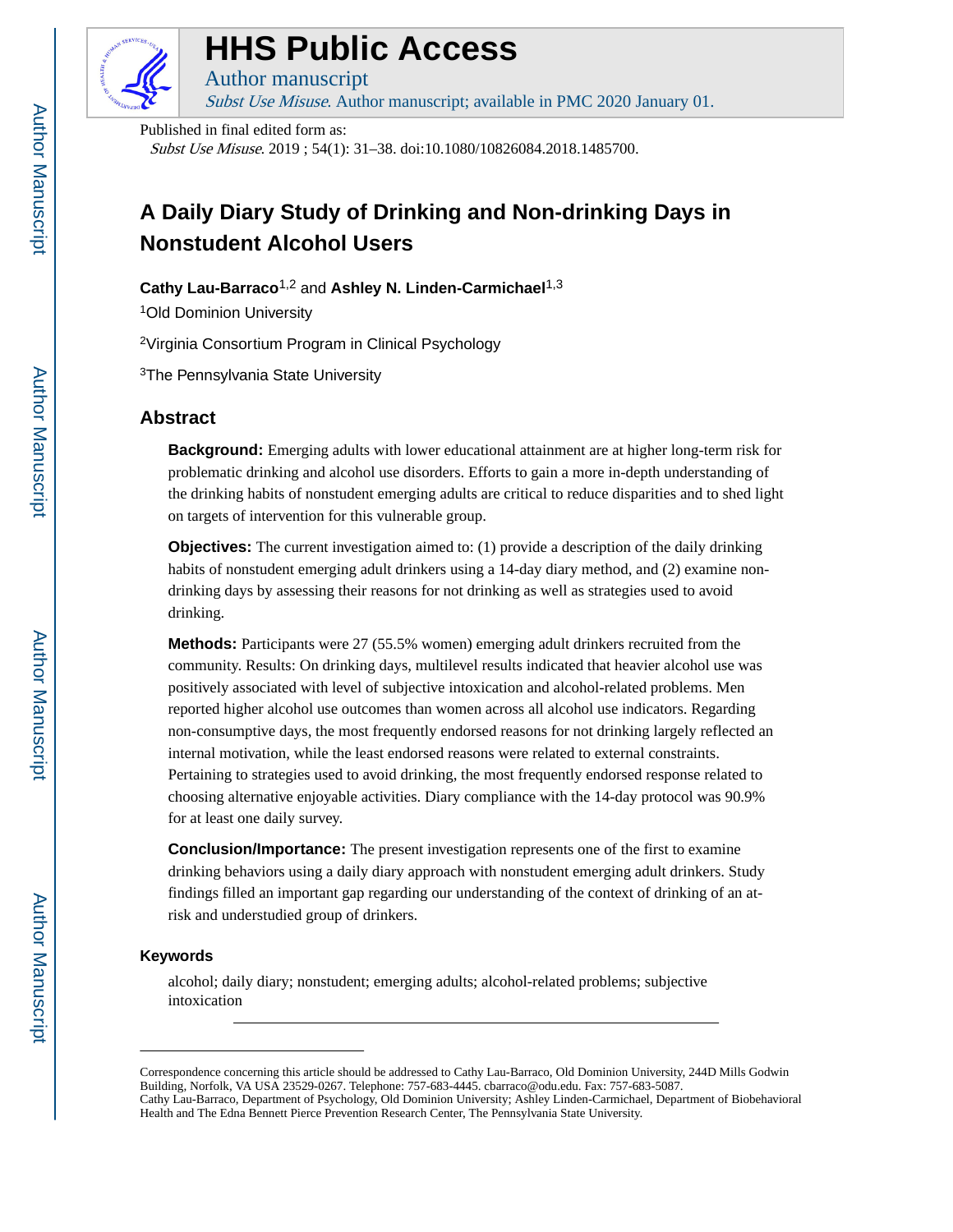# HHS Public Access

Author manuscript

*Subst Use Misuse*. Author manuscript; available in PMC 2020 January 01.

Published in final edited form as:

*Subst Use Misuse*. 2019 ; 54(1): 31–38. doi:10.1080/10826084.2018.1485700.

# A Daily Diary Study of Drinking and Non-drinking Days in Nonstudent Alcohol Users

**Cathy Lau-Barraco**[1,2] and **Ashley N. Linden-Carmichael**[1,3]

[1]Old Dominion University

[2]Virginia Consortium Program in Clinical Psychology

[3]The Pennsylvania State University

## Abstract

**Background:** Emerging adults with lower educational attainment are at higher long-term risk for problematic drinking and alcohol use disorders. Efforts to gain a more in-depth understanding of the drinking habits of nonstudent emerging adults are critical to reduce disparities and to shed light on targets of intervention for this vulnerable group.

**Objectives:** The current investigation aimed to: (1) provide a description of the daily drinking habits of nonstudent emerging adult drinkers using a 14-day diary method, and (2) examine non-drinking days by assessing their reasons for not drinking as well as strategies used to avoid drinking.

**Methods:** Participants were 27 (55.5% women) emerging adult drinkers recruited from the community. Results: On drinking days, multilevel results indicated that heavier alcohol use was positively associated with level of subjective intoxication and alcohol-related problems. Men reported higher alcohol use outcomes than women across all alcohol use indicators. Regarding non-consumptive days, the most frequently endorsed reasons for not drinking largely reflected an internal motivation, while the least endorsed reasons were related to external constraints. Pertaining to strategies used to avoid drinking, the most frequently endorsed response related to choosing alternative enjoyable activities. Diary compliance with the 14-day protocol was 90.9% for at least one daily survey.

**Conclusion/Importance:** The present investigation represents one of the first to examine drinking behaviors using a daily diary approach with nonstudent emerging adult drinkers. Study findings filled an important gap regarding our understanding of the context of drinking of an at-risk and understudied group of drinkers.

### Keywords

alcohol; daily diary; nonstudent; emerging adults; alcohol-related problems; subjective intoxication

---

Correspondence concerning this article should be addressed to Cathy Lau-Barraco, Old Dominion University, 244D Mills Godwin Building, Norfolk, VA USA 23529-0267. Telephone: 757-683-4445. cbarraco@odu.edu. Fax: 757-683-5087.
Cathy Lau-Barraco, Department of Psychology, Old Dominion University; Ashley Linden-Carmichael, Department of Biobehavioral Health and The Edna Bennett Pierce Prevention Research Center, The Pennsylvania State University.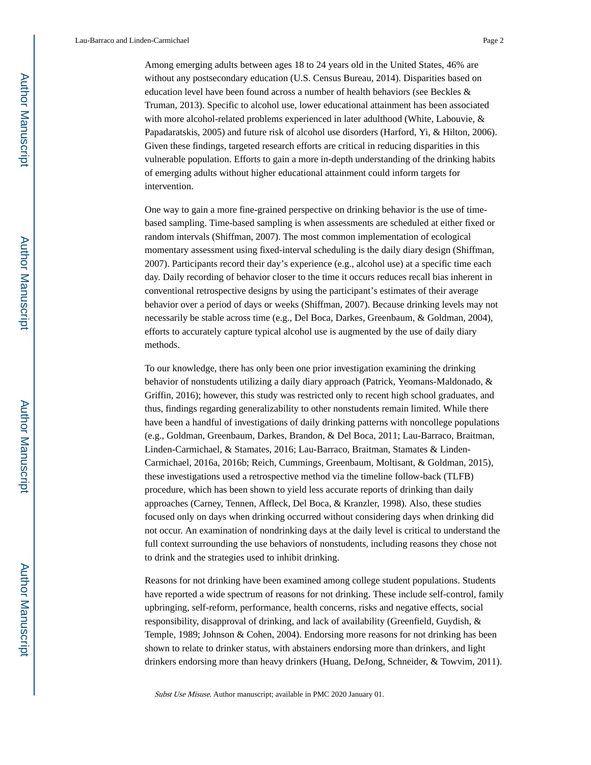Among emerging adults between ages 18 to 24 years old in the United States, 46% are without any postsecondary education (U.S. Census Bureau, 2014). Disparities based on education level have been found across a number of health behaviors (see Beckles & Truman, 2013). Specific to alcohol use, lower educational attainment has been associated with more alcohol-related problems experienced in later adulthood (White, Labouvie, & Papadaratskis, 2005) and future risk of alcohol use disorders (Harford, Yi, & Hilton, 2006). Given these findings, targeted research efforts are critical in reducing disparities in this vulnerable population. Efforts to gain a more in-depth understanding of the drinking habits of emerging adults without higher educational attainment could inform targets for intervention.

One way to gain a more fine-grained perspective on drinking behavior is the use of time-based sampling. Time-based sampling is when assessments are scheduled at either fixed or random intervals (Shiffman, 2007). The most common implementation of ecological momentary assessment using fixed-interval scheduling is the daily diary design (Shiffman, 2007). Participants record their day's experience (e.g., alcohol use) at a specific time each day. Daily recording of behavior closer to the time it occurs reduces recall bias inherent in conventional retrospective designs by using the participant's estimates of their average behavior over a period of days or weeks (Shiffman, 2007). Because drinking levels may not necessarily be stable across time (e.g., Del Boca, Darkes, Greenbaum, & Goldman, 2004), efforts to accurately capture typical alcohol use is augmented by the use of daily diary methods.

To our knowledge, there has only been one prior investigation examining the drinking behavior of nonstudents utilizing a daily diary approach (Patrick, Yeomans-Maldonado, & Griffin, 2016); however, this study was restricted only to recent high school graduates, and thus, findings regarding generalizability to other nonstudents remain limited. While there have been a handful of investigations of daily drinking patterns with noncollege populations (e.g., Goldman, Greenbaum, Darkes, Brandon, & Del Boca, 2011; Lau-Barraco, Braitman, Linden-Carmichael, & Stamates, 2016; Lau-Barraco, Braitman, Stamates & Linden-Carmichael, 2016a, 2016b; Reich, Cummings, Greenbaum, Moltisant, & Goldman, 2015), these investigations used a retrospective method via the timeline follow-back (TLFB) procedure, which has been shown to yield less accurate reports of drinking than daily approaches (Carney, Tennen, Affleck, Del Boca, & Kranzler, 1998). Also, these studies focused only on days when drinking occurred without considering days when drinking did not occur. An examination of nondrinking days at the daily level is critical to understand the full context surrounding the use behaviors of nonstudents, including reasons they chose not to drink and the strategies used to inhibit drinking.

Reasons for not drinking have been examined among college student populations. Students have reported a wide spectrum of reasons for not drinking. These include self-control, family upbringing, self-reform, performance, health concerns, risks and negative effects, social responsibility, disapproval of drinking, and lack of availability (Greenfield, Guydish, & Temple, 1989; Johnson & Cohen, 2004). Endorsing more reasons for not drinking has been shown to relate to drinker status, with abstainers endorsing more than drinkers, and light drinkers endorsing more than heavy drinkers (Huang, DeJong, Schneider, & Towvim, 2011).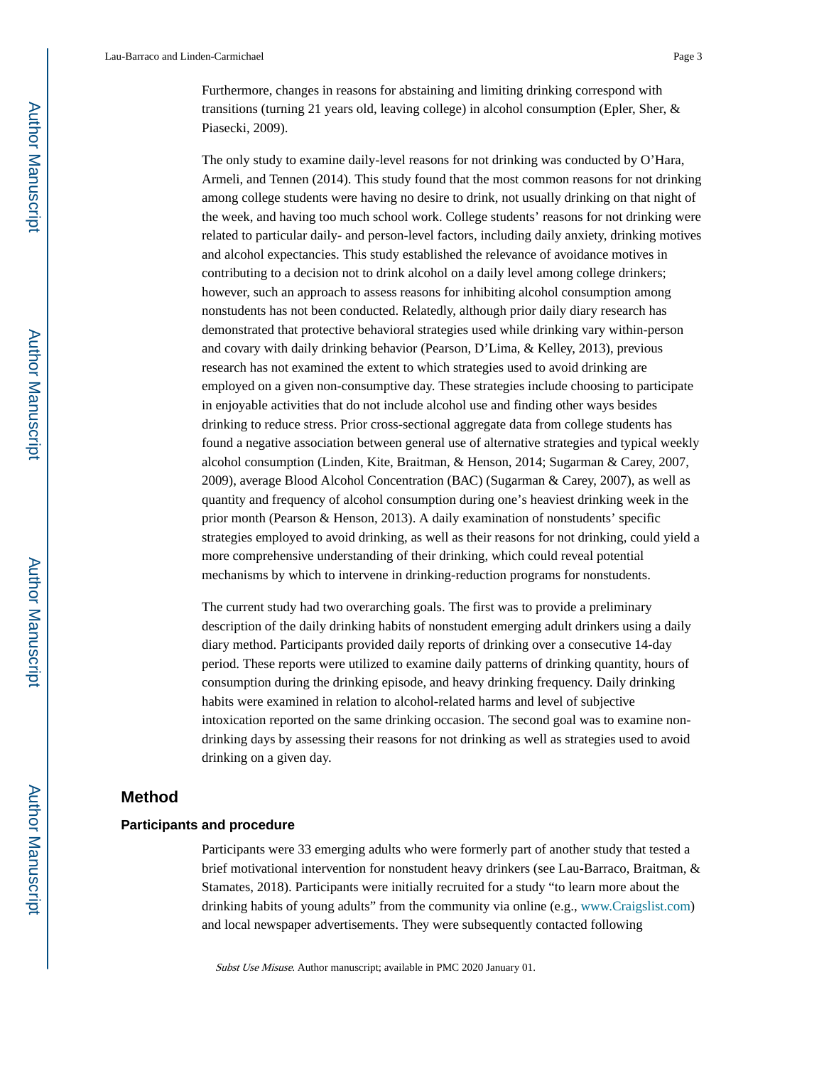Furthermore, changes in reasons for abstaining and limiting drinking correspond with transitions (turning 21 years old, leaving college) in alcohol consumption (Epler, Sher, & Piasecki, 2009).

The only study to examine daily-level reasons for not drinking was conducted by O'Hara, Armeli, and Tennen (2014). This study found that the most common reasons for not drinking among college students were having no desire to drink, not usually drinking on that night of the week, and having too much school work. College students' reasons for not drinking were related to particular daily- and person-level factors, including daily anxiety, drinking motives and alcohol expectancies. This study established the relevance of avoidance motives in contributing to a decision not to drink alcohol on a daily level among college drinkers; however, such an approach to assess reasons for inhibiting alcohol consumption among nonstudents has not been conducted. Relatedly, although prior daily diary research has demonstrated that protective behavioral strategies used while drinking vary within-person and covary with daily drinking behavior (Pearson, D'Lima, & Kelley, 2013), previous research has not examined the extent to which strategies used to avoid drinking are employed on a given non-consumptive day. These strategies include choosing to participate in enjoyable activities that do not include alcohol use and finding other ways besides drinking to reduce stress. Prior cross-sectional aggregate data from college students has found a negative association between general use of alternative strategies and typical weekly alcohol consumption (Linden, Kite, Braitman, & Henson, 2014; Sugarman & Carey, 2007, 2009), average Blood Alcohol Concentration (BAC) (Sugarman & Carey, 2007), as well as quantity and frequency of alcohol consumption during one's heaviest drinking week in the prior month (Pearson & Henson, 2013). A daily examination of nonstudents' specific strategies employed to avoid drinking, as well as their reasons for not drinking, could yield a more comprehensive understanding of their drinking, which could reveal potential mechanisms by which to intervene in drinking-reduction programs for nonstudents.

The current study had two overarching goals. The first was to provide a preliminary description of the daily drinking habits of nonstudent emerging adult drinkers using a daily diary method. Participants provided daily reports of drinking over a consecutive 14-day period. These reports were utilized to examine daily patterns of drinking quantity, hours of consumption during the drinking episode, and heavy drinking frequency. Daily drinking habits were examined in relation to alcohol-related harms and level of subjective intoxication reported on the same drinking occasion. The second goal was to examine non-drinking days by assessing their reasons for not drinking as well as strategies used to avoid drinking on a given day.

## Method

### Participants and procedure

Participants were 33 emerging adults who were formerly part of another study that tested a brief motivational intervention for nonstudent heavy drinkers (see Lau-Barraco, Braitman, & Stamates, 2018). Participants were initially recruited for a study "to learn more about the drinking habits of young adults" from the community via online (e.g., www.Craigslist.com) and local newspaper advertisements. They were subsequently contacted following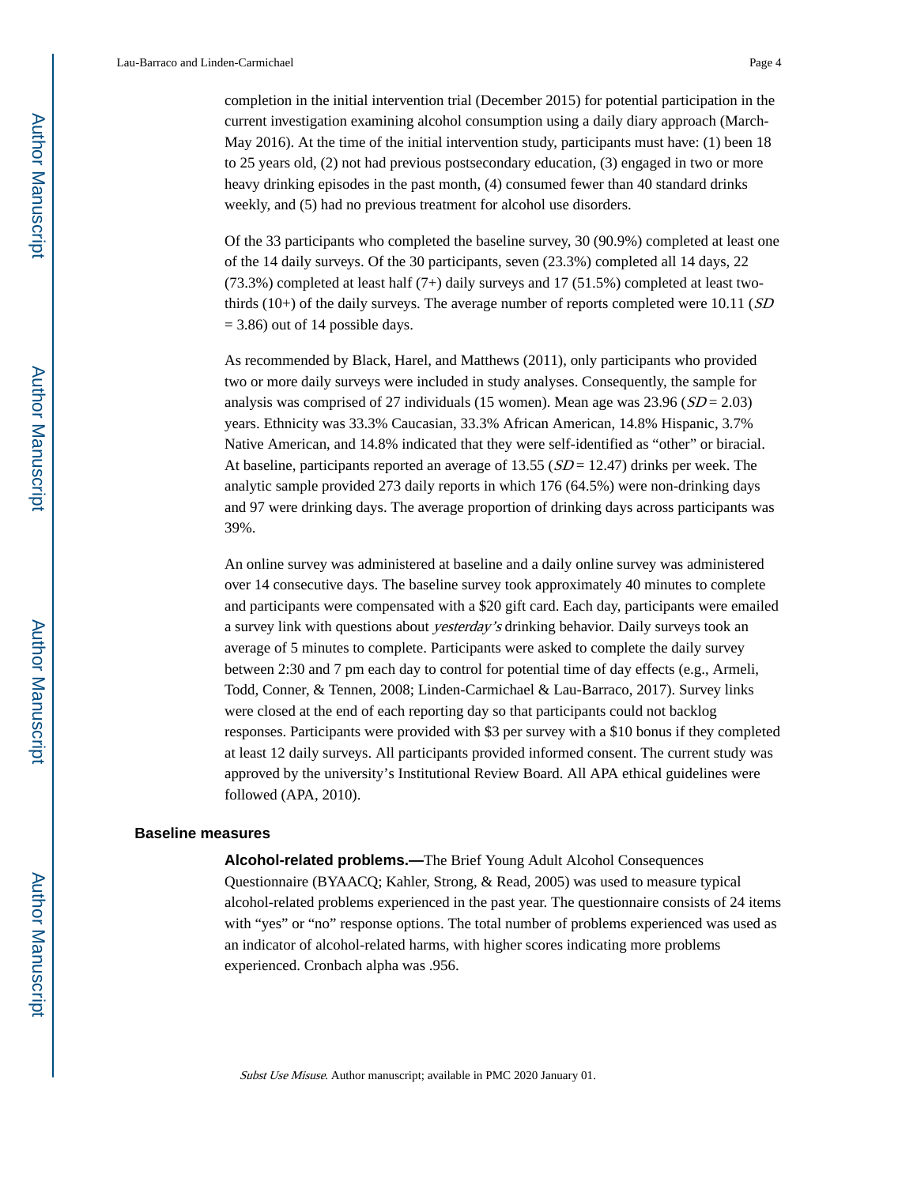completion in the initial intervention trial (December 2015) for potential participation in the current investigation examining alcohol consumption using a daily diary approach (March-May 2016). At the time of the initial intervention study, participants must have: (1) been 18 to 25 years old, (2) not had previous postsecondary education, (3) engaged in two or more heavy drinking episodes in the past month, (4) consumed fewer than 40 standard drinks weekly, and (5) had no previous treatment for alcohol use disorders.

Of the 33 participants who completed the baseline survey, 30 (90.9%) completed at least one of the 14 daily surveys. Of the 30 participants, seven (23.3%) completed all 14 days, 22 (73.3%) completed at least half (7+) daily surveys and 17 (51.5%) completed at least two-thirds (10+) of the daily surveys. The average number of reports completed were 10.11 (*SD* = 3.86) out of 14 possible days.

As recommended by Black, Harel, and Matthews (2011), only participants who provided two or more daily surveys were included in study analyses. Consequently, the sample for analysis was comprised of 27 individuals (15 women). Mean age was 23.96 (*SD* = 2.03) years. Ethnicity was 33.3% Caucasian, 33.3% African American, 14.8% Hispanic, 3.7% Native American, and 14.8% indicated that they were self-identified as "other" or biracial. At baseline, participants reported an average of 13.55 (*SD* = 12.47) drinks per week. The analytic sample provided 273 daily reports in which 176 (64.5%) were non-drinking days and 97 were drinking days. The average proportion of drinking days across participants was 39%.

An online survey was administered at baseline and a daily online survey was administered over 14 consecutive days. The baseline survey took approximately 40 minutes to complete and participants were compensated with a $20 gift card. Each day, participants were emailed a survey link with questions about *yesterday's* drinking behavior. Daily surveys took an average of 5 minutes to complete. Participants were asked to complete the daily survey between 2:30 and 7 pm each day to control for potential time of day effects (e.g., Armeli, Todd, Conner, & Tennen, 2008; Linden-Carmichael & Lau-Barraco, 2017). Survey links were closed at the end of each reporting day so that participants could not backlog responses. Participants were provided with $3 per survey with a $10 bonus if they completed at least 12 daily surveys. All participants provided informed consent. The current study was approved by the university's Institutional Review Board. All APA ethical guidelines were followed (APA, 2010).

## Baseline measures

**Alcohol-related problems.—**The Brief Young Adult Alcohol Consequences Questionnaire (BYAACQ; Kahler, Strong, & Read, 2005) was used to measure typical alcohol-related problems experienced in the past year. The questionnaire consists of 24 items with "yes" or "no" response options. The total number of problems experienced was used as an indicator of alcohol-related harms, with higher scores indicating more problems experienced. Cronbach alpha was .956.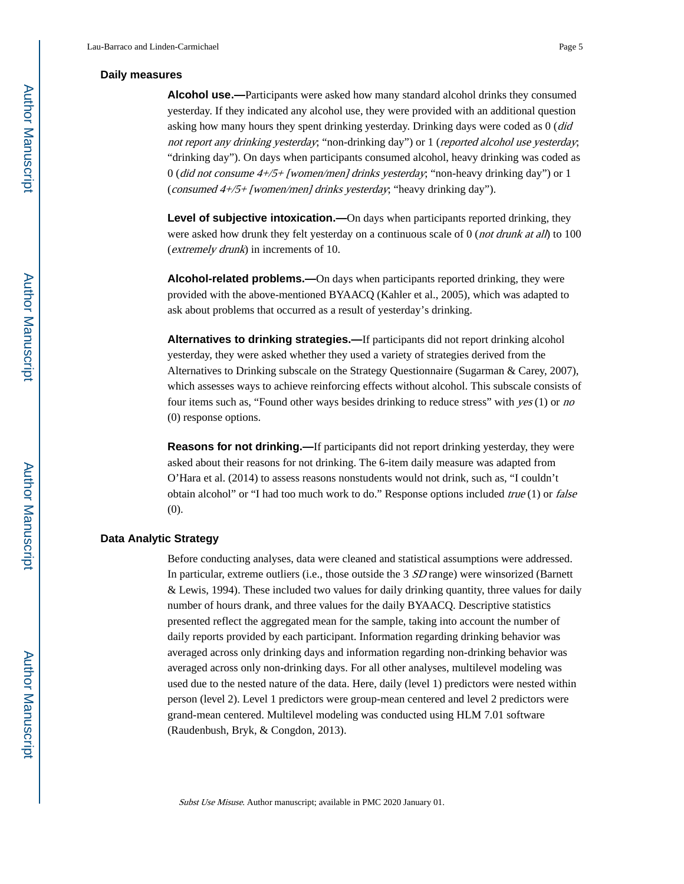### Daily measures

**Alcohol use.—**Participants were asked how many standard alcohol drinks they consumed yesterday. If they indicated any alcohol use, they were provided with an additional question asking how many hours they spent drinking yesterday. Drinking days were coded as 0 (*did not report any drinking yesterday*; "non-drinking day") or 1 (*reported alcohol use yesterday*; "drinking day"). On days when participants consumed alcohol, heavy drinking was coded as 0 (*did not consume 4+/5+ [women/men] drinks yesterday*; "non-heavy drinking day") or 1 (*consumed 4+/5+ [women/men] drinks yesterday*; "heavy drinking day").

**Level of subjective intoxication.—**On days when participants reported drinking, they were asked how drunk they felt yesterday on a continuous scale of 0 (*not drunk at all*) to 100 (*extremely drunk*) in increments of 10.

**Alcohol-related problems.—**On days when participants reported drinking, they were provided with the above-mentioned BYAACQ (Kahler et al., 2005), which was adapted to ask about problems that occurred as a result of yesterday's drinking.

**Alternatives to drinking strategies.—**If participants did not report drinking alcohol yesterday, they were asked whether they used a variety of strategies derived from the Alternatives to Drinking subscale on the Strategy Questionnaire (Sugarman & Carey, 2007), which assesses ways to achieve reinforcing effects without alcohol. This subscale consists of four items such as, "Found other ways besides drinking to reduce stress" with *yes* (1) or *no* (0) response options.

**Reasons for not drinking.—**If participants did not report drinking yesterday, they were asked about their reasons for not drinking. The 6-item daily measure was adapted from O'Hara et al. (2014) to assess reasons nonstudents would not drink, such as, "I couldn't obtain alcohol" or "I had too much work to do." Response options included *true* (1) or *false* (0).

### Data Analytic Strategy

Before conducting analyses, data were cleaned and statistical assumptions were addressed. In particular, extreme outliers (i.e., those outside the 3 *SD* range) were winsorized (Barnett & Lewis, 1994). These included two values for daily drinking quantity, three values for daily number of hours drank, and three values for the daily BYAACQ. Descriptive statistics presented reflect the aggregated mean for the sample, taking into account the number of daily reports provided by each participant. Information regarding drinking behavior was averaged across only drinking days and information regarding non-drinking behavior was averaged across only non-drinking days. For all other analyses, multilevel modeling was used due to the nested nature of the data. Here, daily (level 1) predictors were nested within person (level 2). Level 1 predictors were group-mean centered and level 2 predictors were grand-mean centered. Multilevel modeling was conducted using HLM 7.01 software (Raudenbush, Bryk, & Congdon, 2013).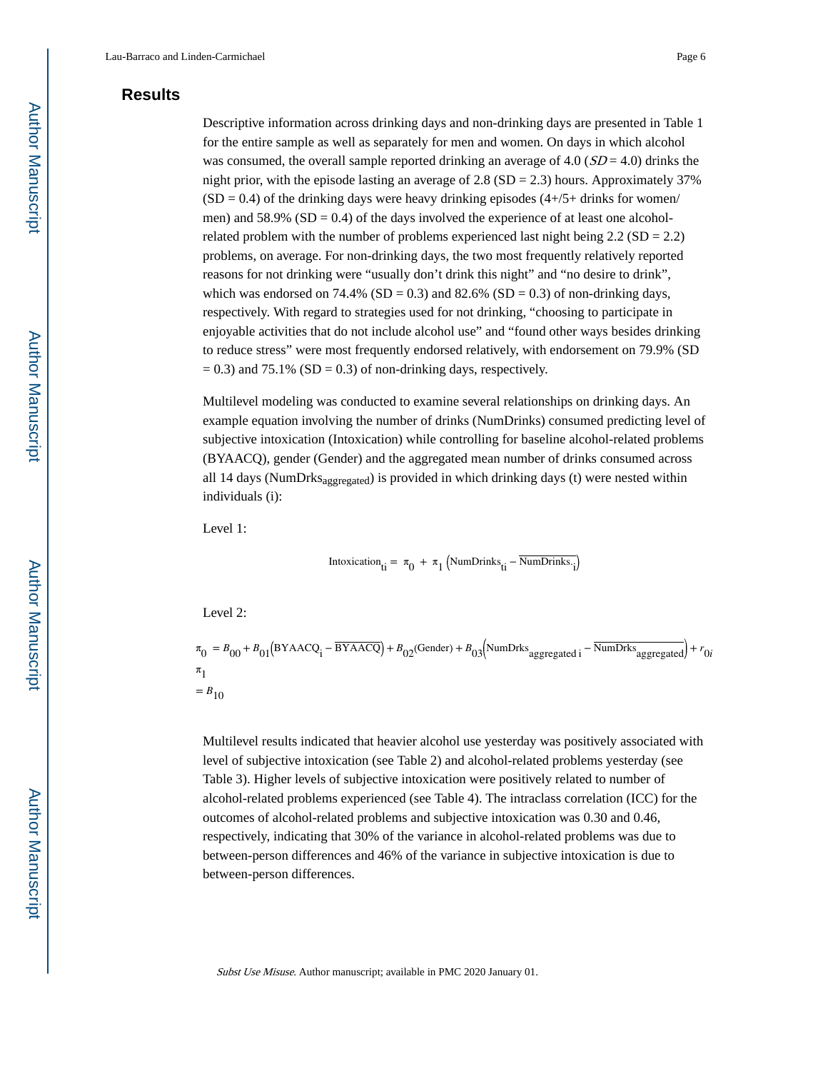## Results

Descriptive information across drinking days and non-drinking days are presented in Table 1 for the entire sample as well as separately for men and women. On days in which alcohol was consumed, the overall sample reported drinking an average of 4.0 (*SD* = 4.0) drinks the night prior, with the episode lasting an average of 2.8 (SD = 2.3) hours. Approximately 37% (SD = 0.4) of the drinking days were heavy drinking episodes (4+/5+ drinks for women/men) and 58.9% (SD = 0.4) of the days involved the experience of at least one alcohol-related problem with the number of problems experienced last night being 2.2 (SD = 2.2) problems, on average. For non-drinking days, the two most frequently relatively reported reasons for not drinking were "usually don't drink this night" and "no desire to drink", which was endorsed on 74.4% (SD = 0.3) and 82.6% (SD = 0.3) of non-drinking days, respectively. With regard to strategies used for not drinking, "choosing to participate in enjoyable activities that do not include alcohol use" and "found other ways besides drinking to reduce stress" were most frequently endorsed relatively, with endorsement on 79.9% (SD = 0.3) and 75.1% (SD = 0.3) of non-drinking days, respectively.

Multilevel modeling was conducted to examine several relationships on drinking days. An example equation involving the number of drinks (NumDrinks) consumed predicting level of subjective intoxication (Intoxication) while controlling for baseline alcohol-related problems (BYAACQ), gender (Gender) and the aggregated mean number of drinks consumed across all 14 days ($\text{NumDrks}_{\text{aggregated}}$) is provided in which drinking days (t) were nested within individuals (i):

Level 1:

$$\text{Intoxication}_{ti} = \pi_0 + \pi_1 \left(\text{NumDrinks}_{ti} - \overline{\text{NumDrinks}_{\cdot i}}\right)$$

Level 2:

$$\pi_0 = B_{00} + B_{01}\left(\text{BYAACQ}_i - \overline{\text{BYAACQ}}\right) + B_{02}(\text{Gender}) + B_{03}\left(\text{NumDrks}_{\text{aggregated } i} - \overline{\text{NumDrks}_{\text{aggregated}}}\right) + r_{0i}$$

$$\pi_1 = B_{10}$$

Multilevel results indicated that heavier alcohol use yesterday was positively associated with level of subjective intoxication (see Table 2) and alcohol-related problems yesterday (see Table 3). Higher levels of subjective intoxication were positively related to number of alcohol-related problems experienced (see Table 4). The intraclass correlation (ICC) for the outcomes of alcohol-related problems and subjective intoxication was 0.30 and 0.46, respectively, indicating that 30% of the variance in alcohol-related problems was due to between-person differences and 46% of the variance in subjective intoxication is due to between-person differences.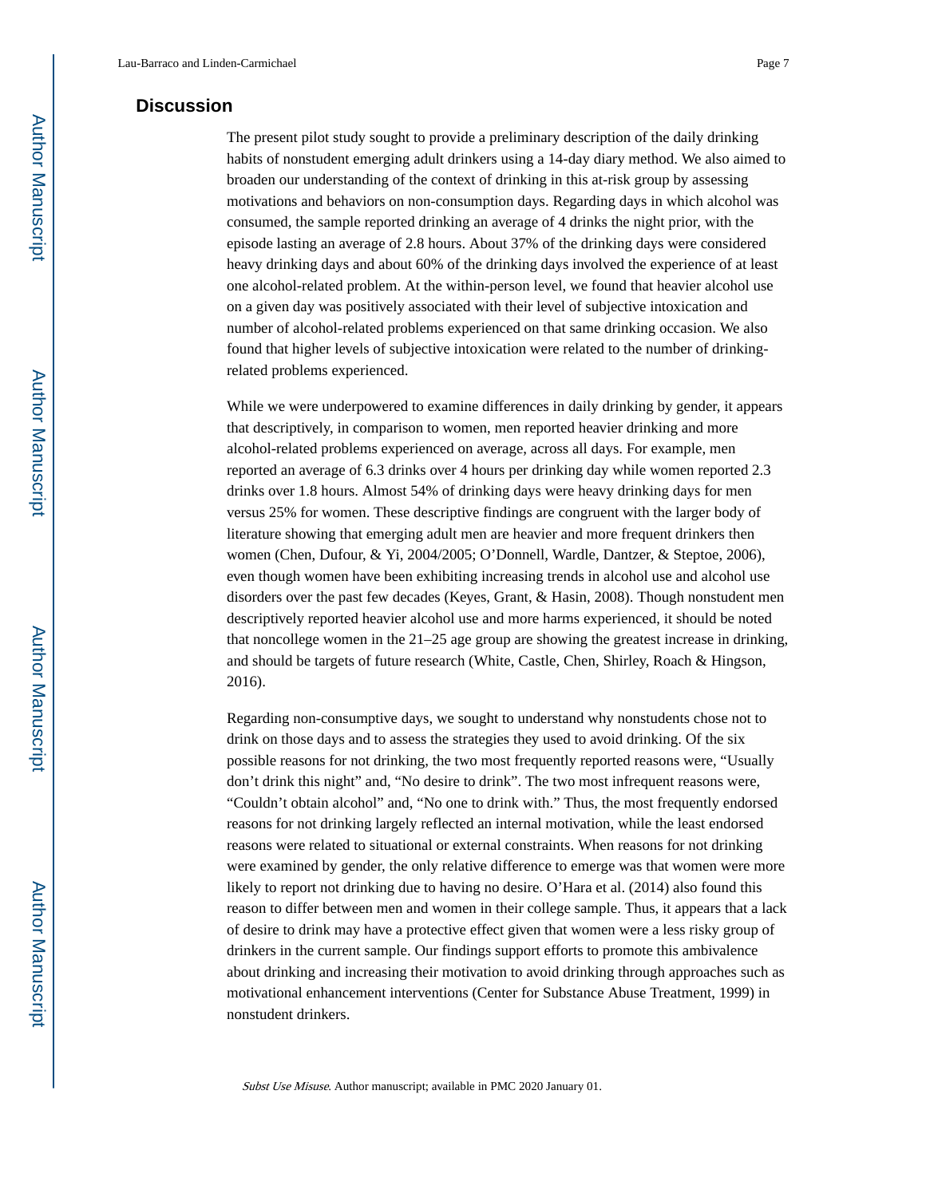## Discussion

The present pilot study sought to provide a preliminary description of the daily drinking habits of nonstudent emerging adult drinkers using a 14-day diary method. We also aimed to broaden our understanding of the context of drinking in this at-risk group by assessing motivations and behaviors on non-consumption days. Regarding days in which alcohol was consumed, the sample reported drinking an average of 4 drinks the night prior, with the episode lasting an average of 2.8 hours. About 37% of the drinking days were considered heavy drinking days and about 60% of the drinking days involved the experience of at least one alcohol-related problem. At the within-person level, we found that heavier alcohol use on a given day was positively associated with their level of subjective intoxication and number of alcohol-related problems experienced on that same drinking occasion. We also found that higher levels of subjective intoxication were related to the number of drinking-related problems experienced.

While we were underpowered to examine differences in daily drinking by gender, it appears that descriptively, in comparison to women, men reported heavier drinking and more alcohol-related problems experienced on average, across all days. For example, men reported an average of 6.3 drinks over 4 hours per drinking day while women reported 2.3 drinks over 1.8 hours. Almost 54% of drinking days were heavy drinking days for men versus 25% for women. These descriptive findings are congruent with the larger body of literature showing that emerging adult men are heavier and more frequent drinkers then women (Chen, Dufour, & Yi, 2004/2005; O'Donnell, Wardle, Dantzer, & Steptoe, 2006), even though women have been exhibiting increasing trends in alcohol use and alcohol use disorders over the past few decades (Keyes, Grant, & Hasin, 2008). Though nonstudent men descriptively reported heavier alcohol use and more harms experienced, it should be noted that noncollege women in the 21–25 age group are showing the greatest increase in drinking, and should be targets of future research (White, Castle, Chen, Shirley, Roach & Hingson, 2016).

Regarding non-consumptive days, we sought to understand why nonstudents chose not to drink on those days and to assess the strategies they used to avoid drinking. Of the six possible reasons for not drinking, the two most frequently reported reasons were, "Usually don't drink this night" and, "No desire to drink". The two most infrequent reasons were, "Couldn't obtain alcohol" and, "No one to drink with." Thus, the most frequently endorsed reasons for not drinking largely reflected an internal motivation, while the least endorsed reasons were related to situational or external constraints. When reasons for not drinking were examined by gender, the only relative difference to emerge was that women were more likely to report not drinking due to having no desire. O'Hara et al. (2014) also found this reason to differ between men and women in their college sample. Thus, it appears that a lack of desire to drink may have a protective effect given that women were a less risky group of drinkers in the current sample. Our findings support efforts to promote this ambivalence about drinking and increasing their motivation to avoid drinking through approaches such as motivational enhancement interventions (Center for Substance Abuse Treatment, 1999) in nonstudent drinkers.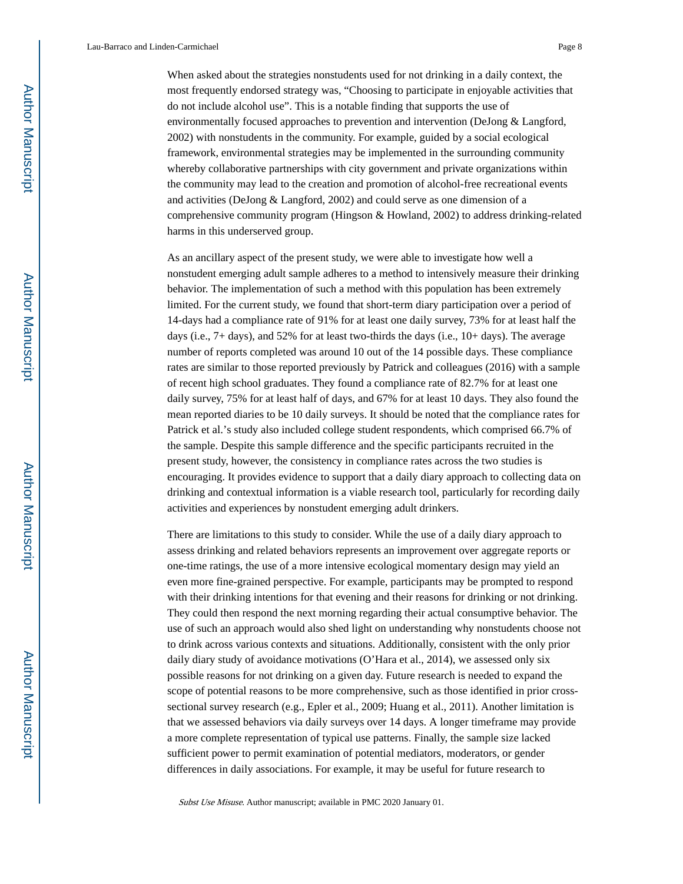When asked about the strategies nonstudents used for not drinking in a daily context, the most frequently endorsed strategy was, "Choosing to participate in enjoyable activities that do not include alcohol use". This is a notable finding that supports the use of environmentally focused approaches to prevention and intervention (DeJong & Langford, 2002) with nonstudents in the community. For example, guided by a social ecological framework, environmental strategies may be implemented in the surrounding community whereby collaborative partnerships with city government and private organizations within the community may lead to the creation and promotion of alcohol-free recreational events and activities (DeJong & Langford, 2002) and could serve as one dimension of a comprehensive community program (Hingson & Howland, 2002) to address drinking-related harms in this underserved group.

As an ancillary aspect of the present study, we were able to investigate how well a nonstudent emerging adult sample adheres to a method to intensively measure their drinking behavior. The implementation of such a method with this population has been extremely limited. For the current study, we found that short-term diary participation over a period of 14-days had a compliance rate of 91% for at least one daily survey, 73% for at least half the days (i.e., 7+ days), and 52% for at least two-thirds the days (i.e., 10+ days). The average number of reports completed was around 10 out of the 14 possible days. These compliance rates are similar to those reported previously by Patrick and colleagues (2016) with a sample of recent high school graduates. They found a compliance rate of 82.7% for at least one daily survey, 75% for at least half of days, and 67% for at least 10 days. They also found the mean reported diaries to be 10 daily surveys. It should be noted that the compliance rates for Patrick et al.'s study also included college student respondents, which comprised 66.7% of the sample. Despite this sample difference and the specific participants recruited in the present study, however, the consistency in compliance rates across the two studies is encouraging. It provides evidence to support that a daily diary approach to collecting data on drinking and contextual information is a viable research tool, particularly for recording daily activities and experiences by nonstudent emerging adult drinkers.

There are limitations to this study to consider. While the use of a daily diary approach to assess drinking and related behaviors represents an improvement over aggregate reports or one-time ratings, the use of a more intensive ecological momentary design may yield an even more fine-grained perspective. For example, participants may be prompted to respond with their drinking intentions for that evening and their reasons for drinking or not drinking. They could then respond the next morning regarding their actual consumptive behavior. The use of such an approach would also shed light on understanding why nonstudents choose not to drink across various contexts and situations. Additionally, consistent with the only prior daily diary study of avoidance motivations (O'Hara et al., 2014), we assessed only six possible reasons for not drinking on a given day. Future research is needed to expand the scope of potential reasons to be more comprehensive, such as those identified in prior cross-sectional survey research (e.g., Epler et al., 2009; Huang et al., 2011). Another limitation is that we assessed behaviors via daily surveys over 14 days. A longer timeframe may provide a more complete representation of typical use patterns. Finally, the sample size lacked sufficient power to permit examination of potential mediators, moderators, or gender differences in daily associations. For example, it may be useful for future research to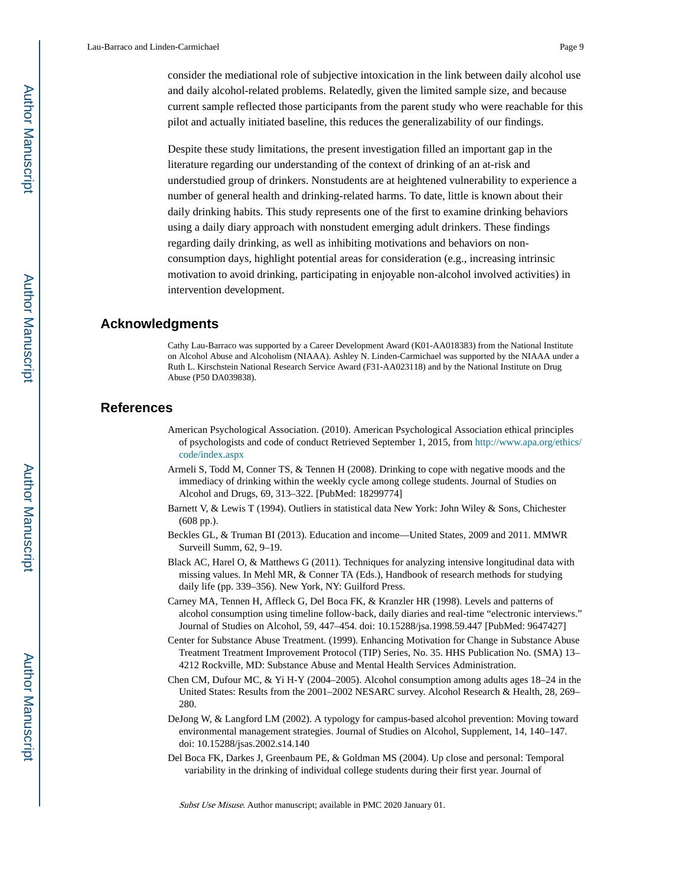consider the mediational role of subjective intoxication in the link between daily alcohol use and daily alcohol-related problems. Relatedly, given the limited sample size, and because current sample reflected those participants from the parent study who were reachable for this pilot and actually initiated baseline, this reduces the generalizability of our findings.

Despite these study limitations, the present investigation filled an important gap in the literature regarding our understanding of the context of drinking of an at-risk and understudied group of drinkers. Nonstudents are at heightened vulnerability to experience a number of general health and drinking-related harms. To date, little is known about their daily drinking habits. This study represents one of the first to examine drinking behaviors using a daily diary approach with nonstudent emerging adult drinkers. These findings regarding daily drinking, as well as inhibiting motivations and behaviors on non-consumption days, highlight potential areas for consideration (e.g., increasing intrinsic motivation to avoid drinking, participating in enjoyable non-alcohol involved activities) in intervention development.

## Acknowledgments

Cathy Lau-Barraco was supported by a Career Development Award (K01-AA018383) from the National Institute on Alcohol Abuse and Alcoholism (NIAAA). Ashley N. Linden-Carmichael was supported by the NIAAA under a Ruth L. Kirschstein National Research Service Award (F31-AA023118) and by the National Institute on Drug Abuse (P50 DA039838).

## References

American Psychological Association. (2010). American Psychological Association ethical principles of psychologists and code of conduct Retrieved September 1, 2015, from http://www.apa.org/ethics/code/index.aspx

Armeli S, Todd M, Conner TS, & Tennen H (2008). Drinking to cope with negative moods and the immediacy of drinking within the weekly cycle among college students. Journal of Studies on Alcohol and Drugs, 69, 313–322. [PubMed: 18299774]

Barnett V, & Lewis T (1994). Outliers in statistical data New York: John Wiley & Sons, Chichester (608 pp.).

Beckles GL, & Truman BI (2013). Education and income—United States, 2009 and 2011. MMWR Surveill Summ, 62, 9–19.

Black AC, Harel O, & Matthews G (2011). Techniques for analyzing intensive longitudinal data with missing values. In Mehl MR, & Conner TA (Eds.), Handbook of research methods for studying daily life (pp. 339–356). New York, NY: Guilford Press.

Carney MA, Tennen H, Affleck G, Del Boca FK, & Kranzler HR (1998). Levels and patterns of alcohol consumption using timeline follow-back, daily diaries and real-time "electronic interviews." Journal of Studies on Alcohol, 59, 447–454. doi: 10.15288/jsa.1998.59.447 [PubMed: 9647427]

Center for Substance Abuse Treatment. (1999). Enhancing Motivation for Change in Substance Abuse Treatment Treatment Improvement Protocol (TIP) Series, No. 35. HHS Publication No. (SMA) 13–4212 Rockville, MD: Substance Abuse and Mental Health Services Administration.

Chen CM, Dufour MC, & Yi H-Y (2004–2005). Alcohol consumption among adults ages 18–24 in the United States: Results from the 2001–2002 NESARC survey. Alcohol Research & Health, 28, 269–280.

DeJong W, & Langford LM (2002). A typology for campus-based alcohol prevention: Moving toward environmental management strategies. Journal of Studies on Alcohol, Supplement, 14, 140–147. doi: 10.15288/jsas.2002.s14.140

Del Boca FK, Darkes J, Greenbaum PE, & Goldman MS (2004). Up close and personal: Temporal variability in the drinking of individual college students during their first year. Journal of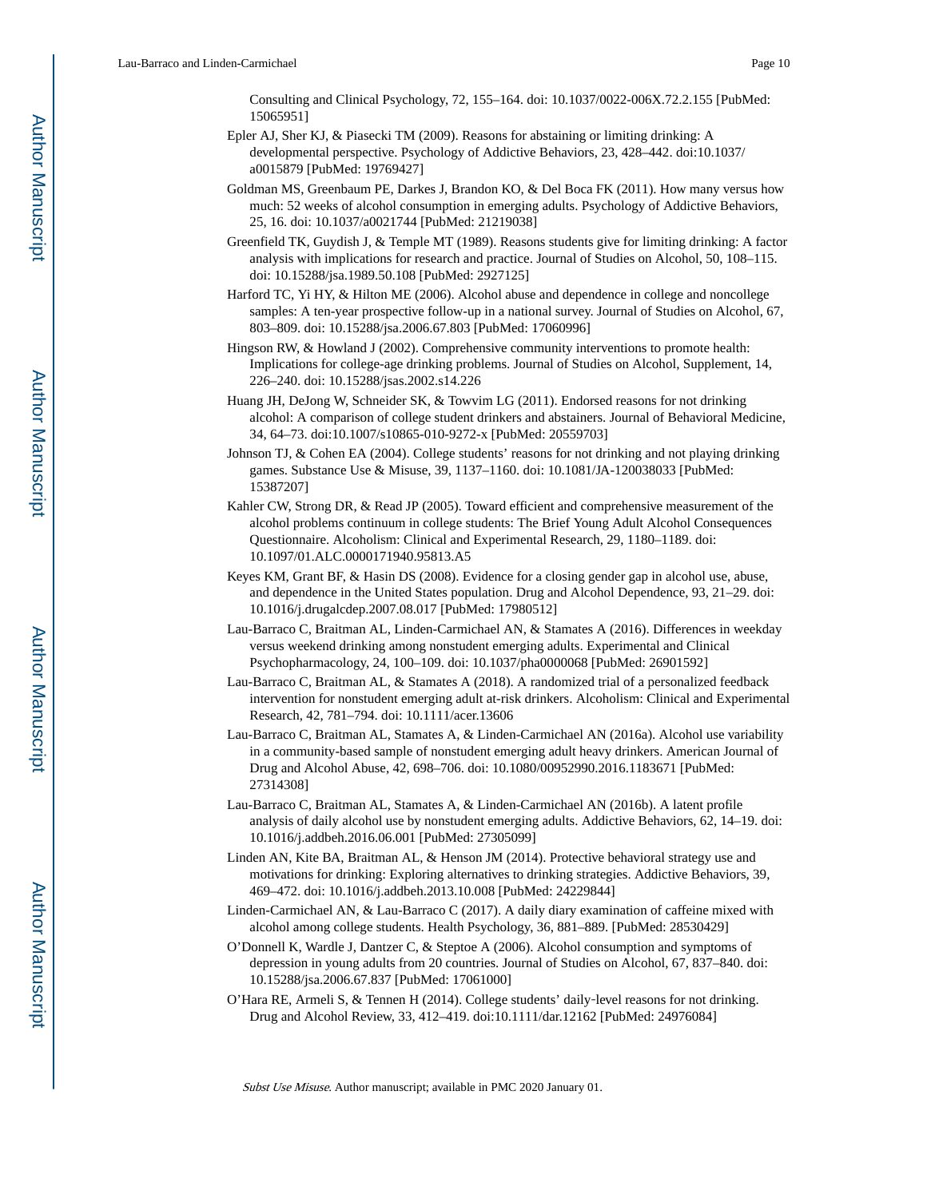Consulting and Clinical Psychology, 72, 155–164. doi: 10.1037/0022-006X.72.2.155 [PubMed: 15065951]

Epler AJ, Sher KJ, & Piasecki TM (2009). Reasons for abstaining or limiting drinking: A developmental perspective. Psychology of Addictive Behaviors, 23, 428–442. doi:10.1037/a0015879 [PubMed: 19769427]

Goldman MS, Greenbaum PE, Darkes J, Brandon KO, & Del Boca FK (2011). How many versus how much: 52 weeks of alcohol consumption in emerging adults. Psychology of Addictive Behaviors, 25, 16. doi: 10.1037/a0021744 [PubMed: 21219038]

Greenfield TK, Guydish J, & Temple MT (1989). Reasons students give for limiting drinking: A factor analysis with implications for research and practice. Journal of Studies on Alcohol, 50, 108–115. doi: 10.15288/jsa.1989.50.108 [PubMed: 2927125]

Harford TC, Yi HY, & Hilton ME (2006). Alcohol abuse and dependence in college and noncollege samples: A ten-year prospective follow-up in a national survey. Journal of Studies on Alcohol, 67, 803–809. doi: 10.15288/jsa.2006.67.803 [PubMed: 17060996]

Hingson RW, & Howland J (2002). Comprehensive community interventions to promote health: Implications for college-age drinking problems. Journal of Studies on Alcohol, Supplement, 14, 226–240. doi: 10.15288/jsas.2002.s14.226

Huang JH, DeJong W, Schneider SK, & Towvim LG (2011). Endorsed reasons for not drinking alcohol: A comparison of college student drinkers and abstainers. Journal of Behavioral Medicine, 34, 64–73. doi:10.1007/s10865-010-9272-x [PubMed: 20559703]

Johnson TJ, & Cohen EA (2004). College students' reasons for not drinking and not playing drinking games. Substance Use & Misuse, 39, 1137–1160. doi: 10.1081/JA-120038033 [PubMed: 15387207]

Kahler CW, Strong DR, & Read JP (2005). Toward efficient and comprehensive measurement of the alcohol problems continuum in college students: The Brief Young Adult Alcohol Consequences Questionnaire. Alcoholism: Clinical and Experimental Research, 29, 1180–1189. doi: 10.1097/01.ALC.0000171940.95813.A5

Keyes KM, Grant BF, & Hasin DS (2008). Evidence for a closing gender gap in alcohol use, abuse, and dependence in the United States population. Drug and Alcohol Dependence, 93, 21–29. doi: 10.1016/j.drugalcdep.2007.08.017 [PubMed: 17980512]

Lau-Barraco C, Braitman AL, Linden-Carmichael AN, & Stamates A (2016). Differences in weekday versus weekend drinking among nonstudent emerging adults. Experimental and Clinical Psychopharmacology, 24, 100–109. doi: 10.1037/pha0000068 [PubMed: 26901592]

Lau-Barraco C, Braitman AL, & Stamates A (2018). A randomized trial of a personalized feedback intervention for nonstudent emerging adult at-risk drinkers. Alcoholism: Clinical and Experimental Research, 42, 781–794. doi: 10.1111/acer.13606

Lau-Barraco C, Braitman AL, Stamates A, & Linden-Carmichael AN (2016a). Alcohol use variability in a community-based sample of nonstudent emerging adult heavy drinkers. American Journal of Drug and Alcohol Abuse, 42, 698–706. doi: 10.1080/00952990.2016.1183671 [PubMed: 27314308]

Lau-Barraco C, Braitman AL, Stamates A, & Linden-Carmichael AN (2016b). A latent profile analysis of daily alcohol use by nonstudent emerging adults. Addictive Behaviors, 62, 14–19. doi: 10.1016/j.addbeh.2016.06.001 [PubMed: 27305099]

Linden AN, Kite BA, Braitman AL, & Henson JM (2014). Protective behavioral strategy use and motivations for drinking: Exploring alternatives to drinking strategies. Addictive Behaviors, 39, 469–472. doi: 10.1016/j.addbeh.2013.10.008 [PubMed: 24229844]

Linden-Carmichael AN, & Lau-Barraco C (2017). A daily diary examination of caffeine mixed with alcohol among college students. Health Psychology, 36, 881–889. [PubMed: 28530429]

O'Donnell K, Wardle J, Dantzer C, & Steptoe A (2006). Alcohol consumption and symptoms of depression in young adults from 20 countries. Journal of Studies on Alcohol, 67, 837–840. doi: 10.15288/jsa.2006.67.837 [PubMed: 17061000]

O'Hara RE, Armeli S, & Tennen H (2014). College students' daily-level reasons for not drinking. Drug and Alcohol Review, 33, 412–419. doi:10.1111/dar.12162 [PubMed: 24976084]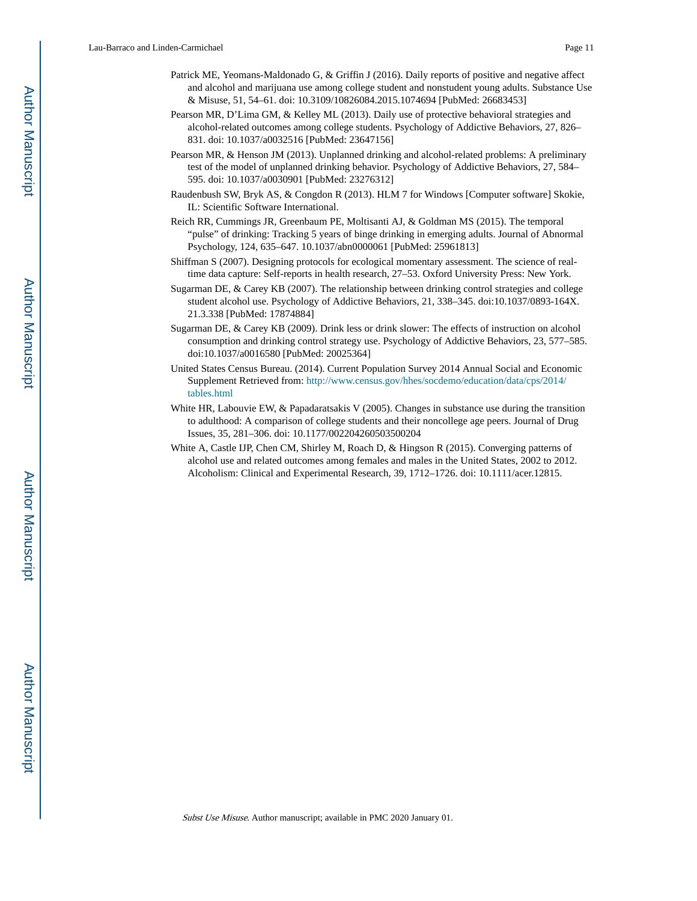Patrick ME, Yeomans-Maldonado G, & Griffin J (2016). Daily reports of positive and negative affect and alcohol and marijuana use among college student and nonstudent young adults. Substance Use & Misuse, 51, 54–61. doi: 10.3109/10826084.2015.1074694 [PubMed: 26683453]

Pearson MR, D'Lima GM, & Kelley ML (2013). Daily use of protective behavioral strategies and alcohol-related outcomes among college students. Psychology of Addictive Behaviors, 27, 826–831. doi: 10.1037/a0032516 [PubMed: 23647156]

Pearson MR, & Henson JM (2013). Unplanned drinking and alcohol-related problems: A preliminary test of the model of unplanned drinking behavior. Psychology of Addictive Behaviors, 27, 584–595. doi: 10.1037/a0030901 [PubMed: 23276312]

Raudenbush SW, Bryk AS, & Congdon R (2013). HLM 7 for Windows [Computer software] Skokie, IL: Scientific Software International.

Reich RR, Cummings JR, Greenbaum PE, Moltisanti AJ, & Goldman MS (2015). The temporal "pulse" of drinking: Tracking 5 years of binge drinking in emerging adults. Journal of Abnormal Psychology, 124, 635–647. 10.1037/abn0000061 [PubMed: 25961813]

Shiffman S (2007). Designing protocols for ecological momentary assessment. The science of real-time data capture: Self-reports in health research, 27–53. Oxford University Press: New York.

Sugarman DE, & Carey KB (2007). The relationship between drinking control strategies and college student alcohol use. Psychology of Addictive Behaviors, 21, 338–345. doi:10.1037/0893-164X.21.3.338 [PubMed: 17874884]

Sugarman DE, & Carey KB (2009). Drink less or drink slower: The effects of instruction on alcohol consumption and drinking control strategy use. Psychology of Addictive Behaviors, 23, 577–585. doi:10.1037/a0016580 [PubMed: 20025364]

United States Census Bureau. (2014). Current Population Survey 2014 Annual Social and Economic Supplement Retrieved from: http://www.census.gov/hhes/socdemo/education/data/cps/2014/tables.html

White HR, Labouvie EW, & Papadaratsakis V (2005). Changes in substance use during the transition to adulthood: A comparison of college students and their noncollege age peers. Journal of Drug Issues, 35, 281–306. doi: 10.1177/002204260503500204

White A, Castle IJP, Chen CM, Shirley M, Roach D, & Hingson R (2015). Converging patterns of alcohol use and related outcomes among females and males in the United States, 2002 to 2012. Alcoholism: Clinical and Experimental Research, 39, 1712–1726. doi: 10.1111/acer.12815.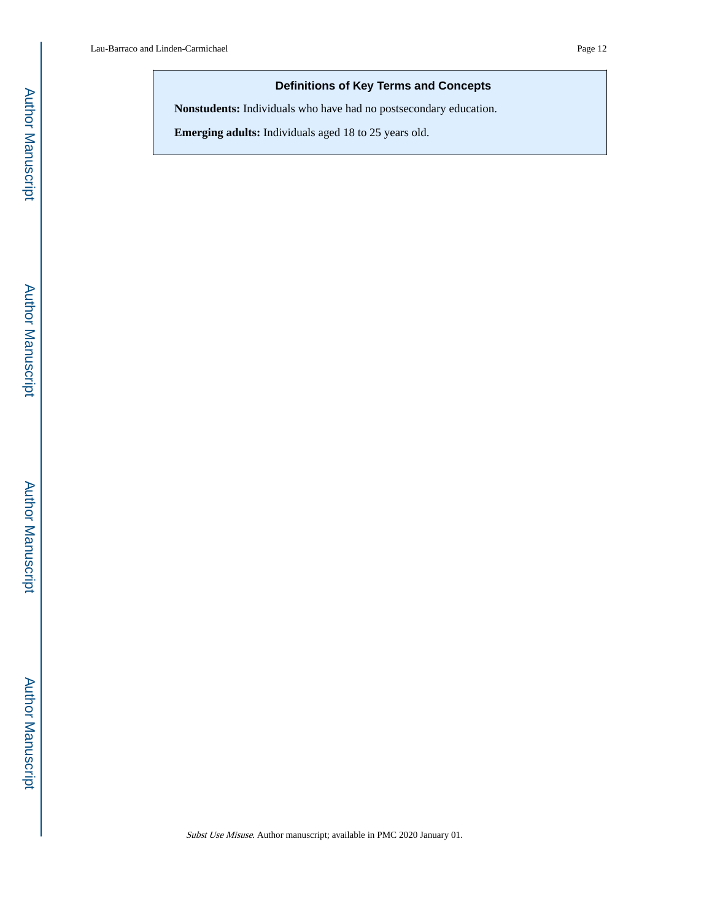### Definitions of Key Terms and Concepts

**Nonstudents:** Individuals who have had no postsecondary education.

**Emerging adults:** Individuals aged 18 to 25 years old.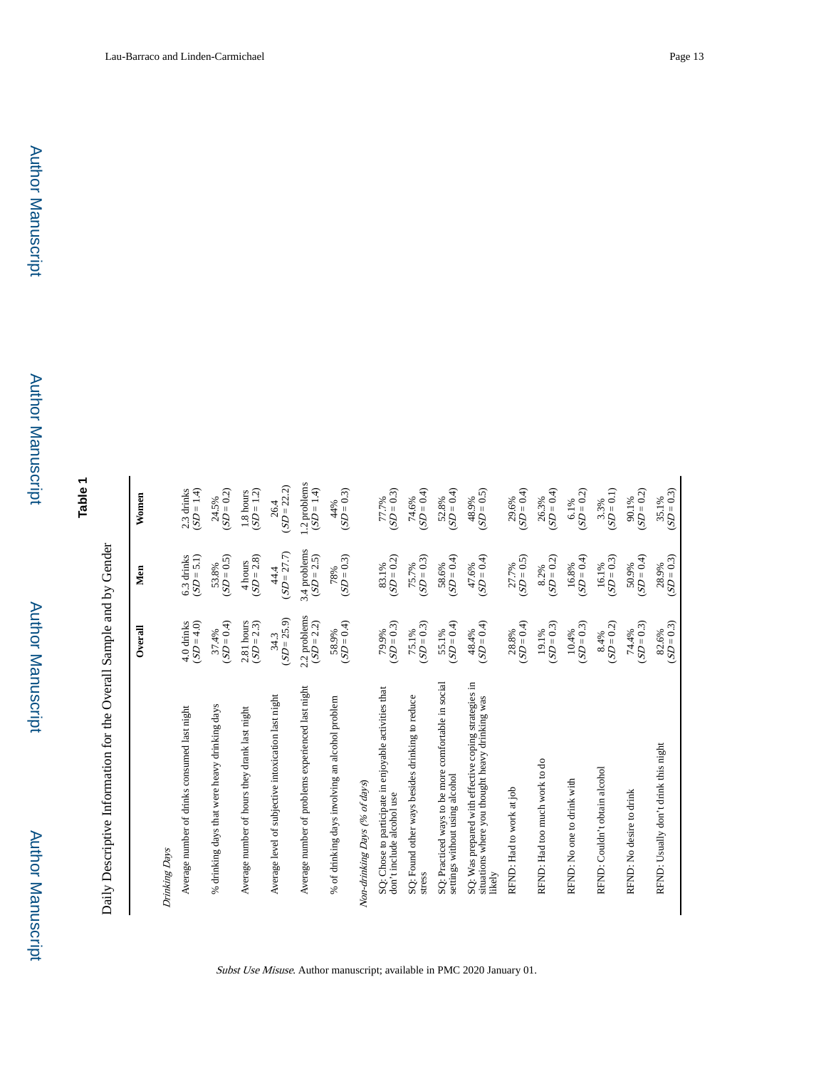## Table 1

Daily Descriptive Information for the Overall Sample and by Gender

| | Overall | Men | Women |
|---|---|---|---|
| *Drinking Days* | | | |
| Average number of drinks consumed last night | 4.0 drinks ($SD$ = 4.0) | 6.3 drinks ($SD$ = 5.1) | 2.3 drinks ($SD$ = 1.4) |
| % drinking days that were heavy drinking days | 37.4% ($SD$ = 0.4) | 53.8% ($SD$ = 0.5) | 24.5% ($SD$ = 0.2) |
| Average number of hours they drank last night | 2.81 hours ($SD$ = 2.3) | 4 hours ($SD$ = 2.8) | 1.8 hours ($SD$ = 1.2) |
| Average level of subjective intoxication last night | 34.3 ($SD$ = 25.9) | 44.4 ($SD$ = 27.7) | 26.4 ($SD$ = 22.2) |
| Average number of problems experienced last night | 2.2 problems ($SD$ = 2.2) | 3.4 problems ($SD$ = 2.5) | 1.2 problems ($SD$ = 1.4) |
| % of drinking days involving an alcohol problem | 58.9% ($SD$ = 0.4) | 78% ($SD$ = 0.3) | 44% ($SD$ = 0.3) |
| *Non-drinking Days (% of days)* | | | |
| SQ: Chose to participate in enjoyable activities that don't include alcohol use | 79.9% ($SD$ = 0.3) | 83.1% ($SD$ = 0.2) | 77.7% ($SD$ = 0.3) |
| SQ: Found other ways besides drinking to reduce stress | 75.1% ($SD$ = 0.3) | 75.7% ($SD$ = 0.3) | 74.6% ($SD$ = 0.4) |
| SQ: Practiced ways to be more comfortable in social settings without using alcohol | 55.1% ($SD$ = 0.4) | 58.6% ($SD$ = 0.4) | 52.8% ($SD$ = 0.4) |
| SQ: Was prepared with effective coping strategies in situations where you thought heavy drinking was likely | 48.4% ($SD$ = 0.4) | 47.6% ($SD$ = 0.4) | 48.9% ($SD$ = 0.5) |
| RFND: Had to work at job | 28.8% ($SD$ = 0.4) | 27.7% ($SD$ = 0.5) | 29.6% ($SD$ = 0.4) |
| RFND: Had too much work to do | 19.1% ($SD$ = 0.3) | 8.2% ($SD$ = 0.2) | 26.3% ($SD$ = 0.4) |
| RFND: No one to drink with | 10.4% ($SD$ = 0.3) | 16.8% ($SD$ = 0.4) | 6.1% ($SD$ = 0.2) |
| RFND: Couldn't obtain alcohol | 8.4% ($SD$ = 0.2) | 16.1% ($SD$ = 0.3) | 3.3% ($SD$ = 0.1) |
| RFND: No desire to drink | 74.4% ($SD$ = 0.3) | 50.9% ($SD$ = 0.4) | 90.1% ($SD$ = 0.2) |
| RFND: Usually don't drink this night | 82.6% ($SD$ = 0.3) | 28.9% ($SD$ = 0.3) | 35.1% ($SD$ = 0.3) |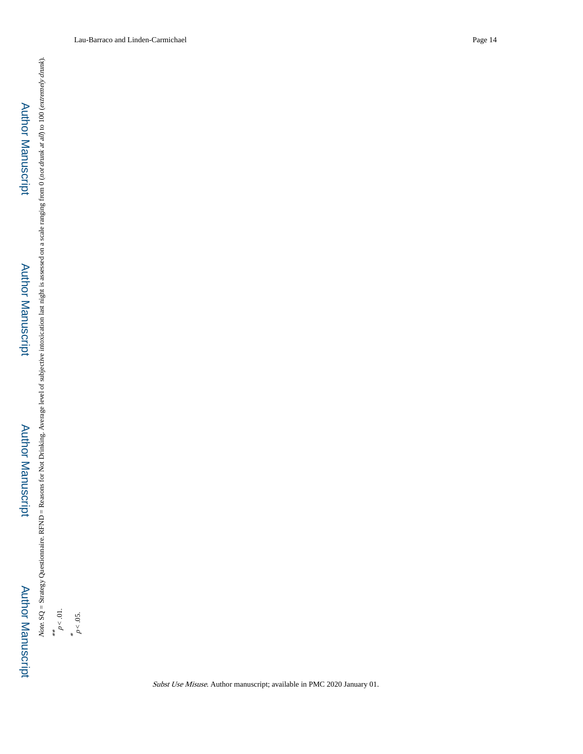*Note.* SQ = Strategy Questionnaire. RFND = Reasons for Not Drinking. Average level of subjective intoxication last night is assessed on a scale ranging from 0 (*not drunk at all*) to 100 (*extremely drunk*).

** $p < .01$.

* $p < .05$.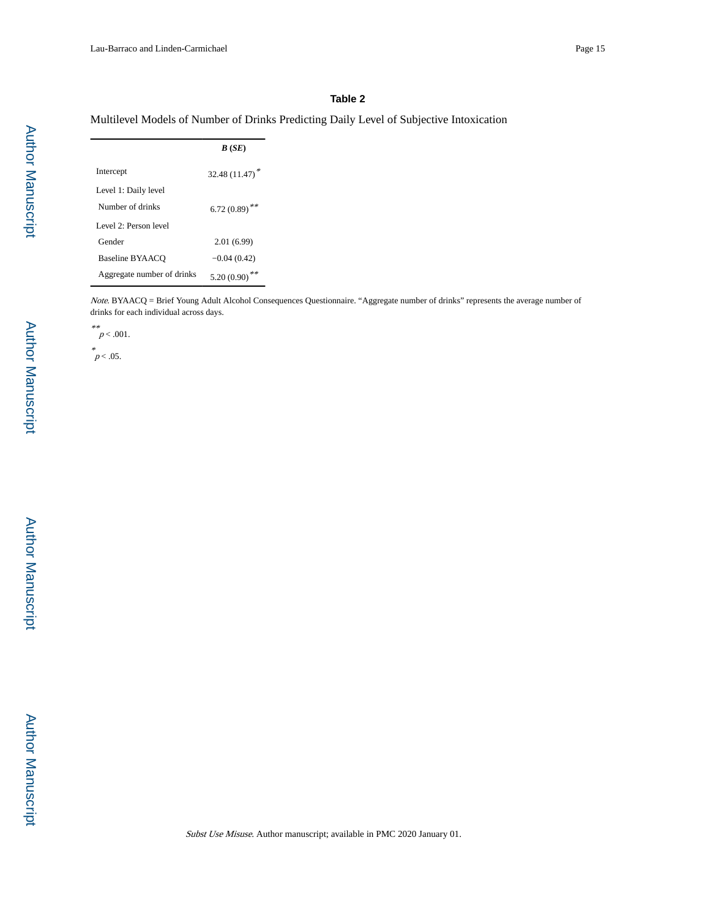**Table 2**

Multilevel Models of Number of Drinks Predicting Daily Level of Subjective Intoxication

| | ***B* (*SE*)** |
|---|---|
| Intercept | 32.48 (11.47)* |
| Level 1: Daily level | |
| Number of drinks | 6.72 (0.89)** |
| Level 2: Person level | |
| Gender | 2.01 (6.99) |
| Baseline BYAACQ | −0.04 (0.42) |
| Aggregate number of drinks | 5.20 (0.90)** |

*Note*. BYAACQ = Brief Young Adult Alcohol Consequences Questionnaire. “Aggregate number of drinks” represents the average number of drinks for each individual across days.

** $p < .001$.

* $p < .05$.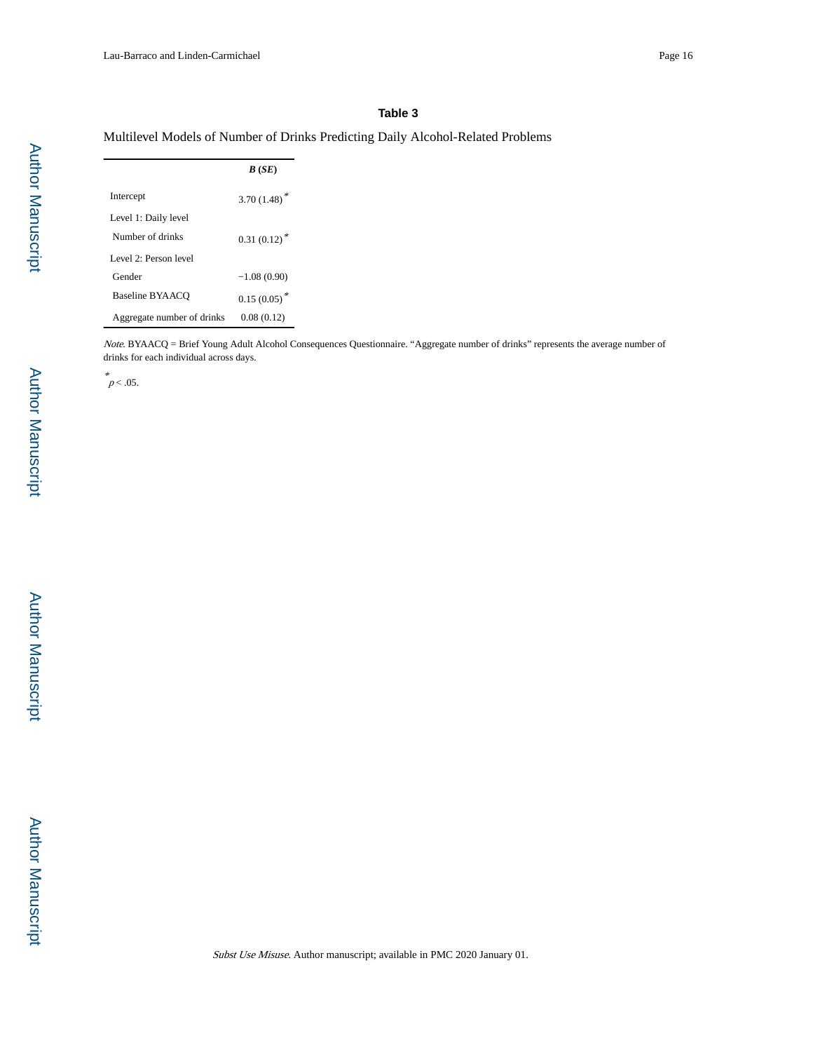# Table 3

Multilevel Models of Number of Drinks Predicting Daily Alcohol-Related Problems

| | ***B* (*SE*)** |
|---|---|
| Intercept | 3.70 (1.48) * |
| Level 1: Daily level | |
| Number of drinks | 0.31 (0.12) * |
| Level 2: Person level | |
| Gender | −1.08 (0.90) |
| Baseline BYAACQ | 0.15 (0.05) * |
| Aggregate number of drinks | 0.08 (0.12) |

*Note*. BYAACQ = Brief Young Adult Alcohol Consequences Questionnaire. "Aggregate number of drinks" represents the average number of drinks for each individual across days.

\* $p < .05$.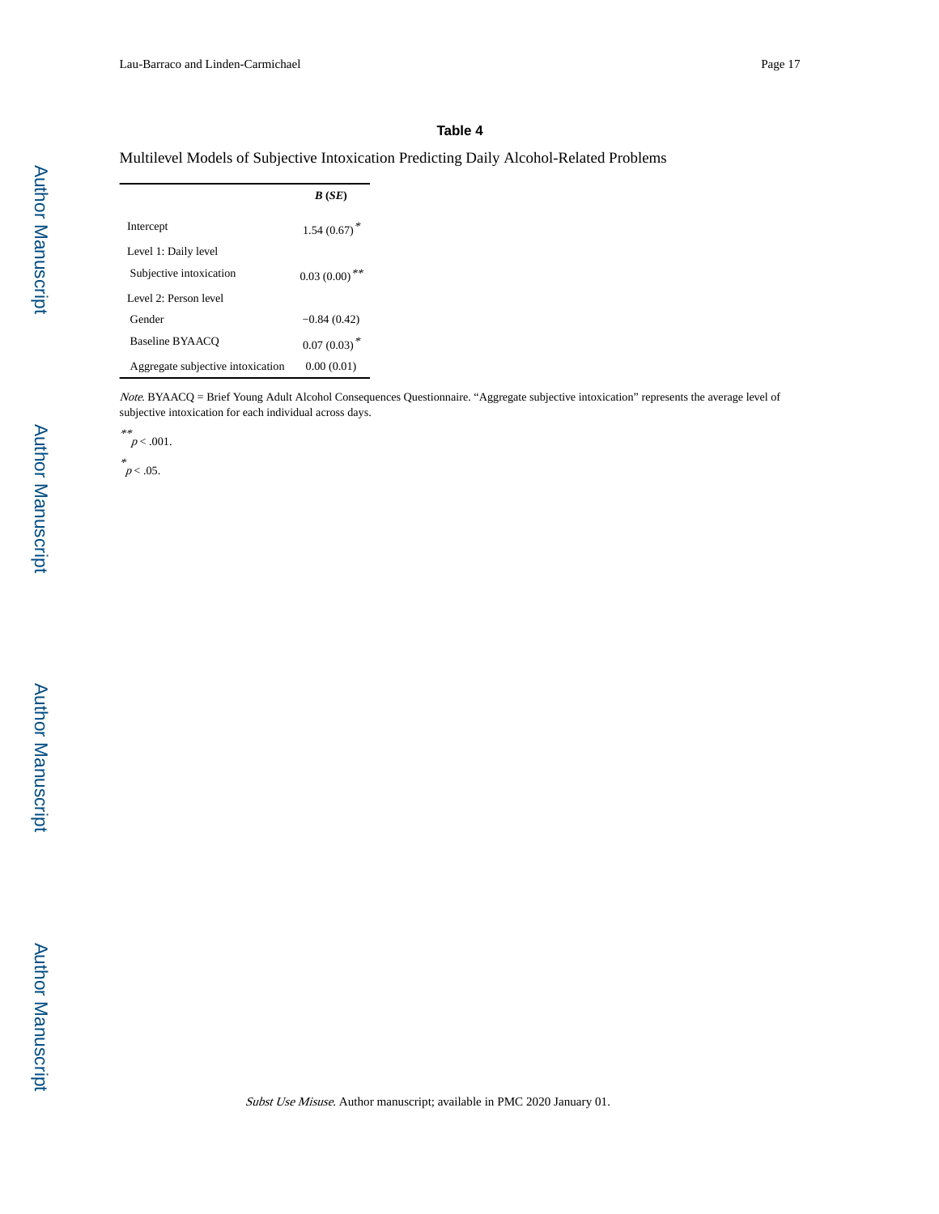**Table 4**

Multilevel Models of Subjective Intoxication Predicting Daily Alcohol-Related Problems

| | ***B* (*SE*)** |
|---|---|
| Intercept | 1.54 (0.67)* |
| Level 1: Daily level | |
| Subjective intoxication | 0.03 (0.00)** |
| Level 2: Person level | |
| Gender | −0.84 (0.42) |
| Baseline BYAACQ | 0.07 (0.03)* |
| Aggregate subjective intoxication | 0.00 (0.01) |

*Note*. BYAACQ = Brief Young Adult Alcohol Consequences Questionnaire. "Aggregate subjective intoxication" represents the average level of subjective intoxication for each individual across days.

** $p < .001$.

* $p < .05$.